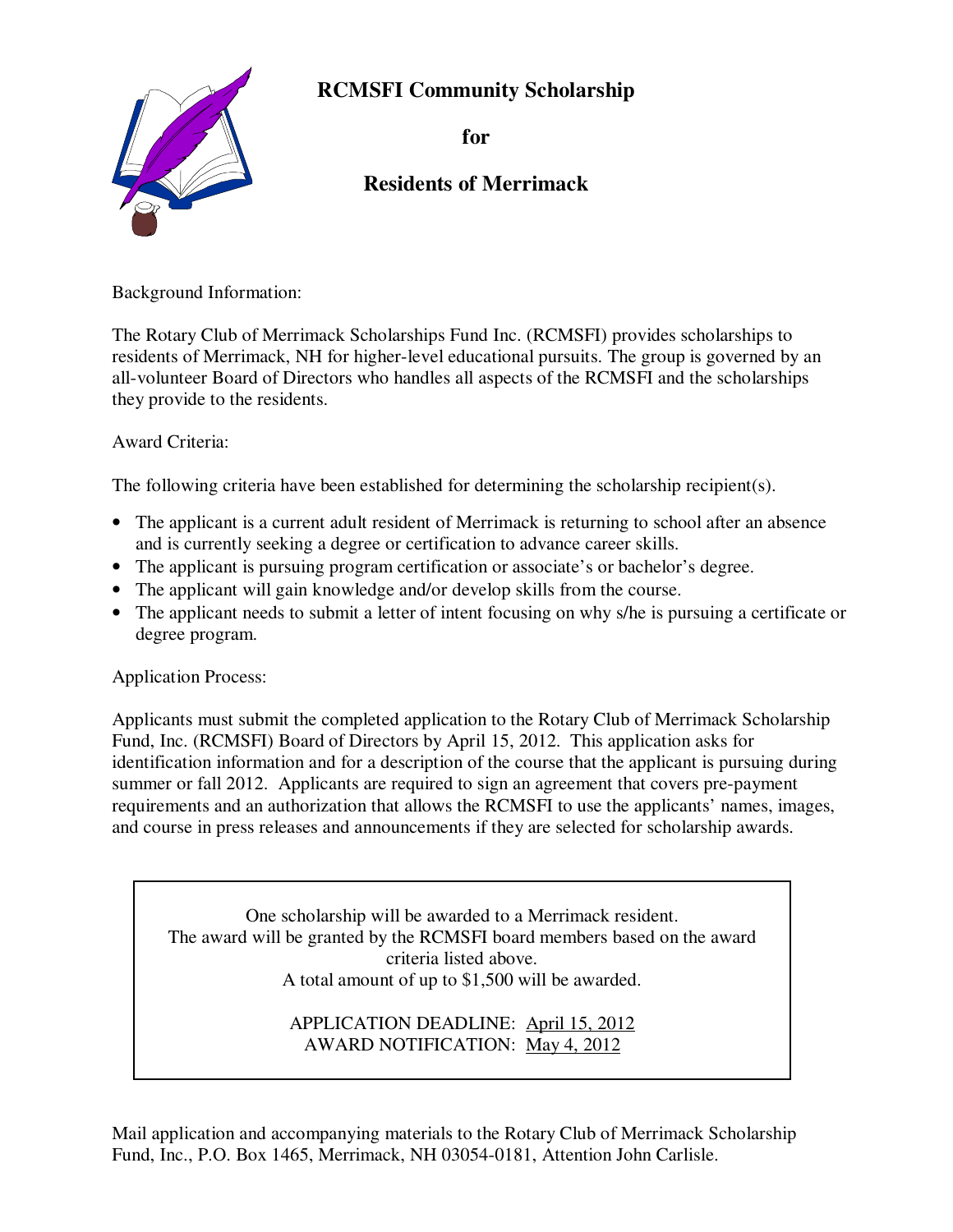# RCMSFI Community Scholarship

## for

## Residents of Merrimack

Background Information:

The Rotary Club of Merrimack Scholarships Fund Inc. (RCMSFI) provides scholarships to residents of Merrimack, NH for higher-level educational pursuits. The group is governed by an all-volunteer Board of Directors who handles all aspects of the RCMSFI and the scholarships they provide to the residents.

Award Criteria:

The following criteria have been established for determining the scholarship recipient(s).

- The applicant is a current adult resident of Merrimack is returning to school after an absence and is currently seeking a degree or certification to advance career skills.
- The applicant is pursuing program certification or associate's or bachelor's degree.
- The applicant will gain knowledge and/or develop skills from the course.
- The applicant needs to submit a letter of intent focusing on why s/he is pursuing a certificate or degree program.

Application Process:

Applicants must submit the completed application to the Rotary Club of Merrimack Scholarship Fund, Inc. (RCMSFI) Board of Directors by April 15, 2012. This application asks for identification information and for a description of the course that the applicant is pursuing during summer or fall 2012. Applicants are required to sign an agreement that covers pre-payment requirements and an authorization that allows the RCMSFI to use the applicants' names, images, and course in press releases and announcements if they are selected for scholarship awards.

> One scholarship will be awarded to a Merrimack resident.
> The award will be granted by the RCMSFI board members based on the award criteria listed above.
> A total amount of up to $1,500 will be awarded.
>
> APPLICATION DEADLINE: April 15, 2012
> AWARD NOTIFICATION: May 4, 2012

Mail application and accompanying materials to the Rotary Club of Merrimack Scholarship Fund, Inc., P.O. Box 1465, Merrimack, NH 03054-0181, Attention John Carlisle.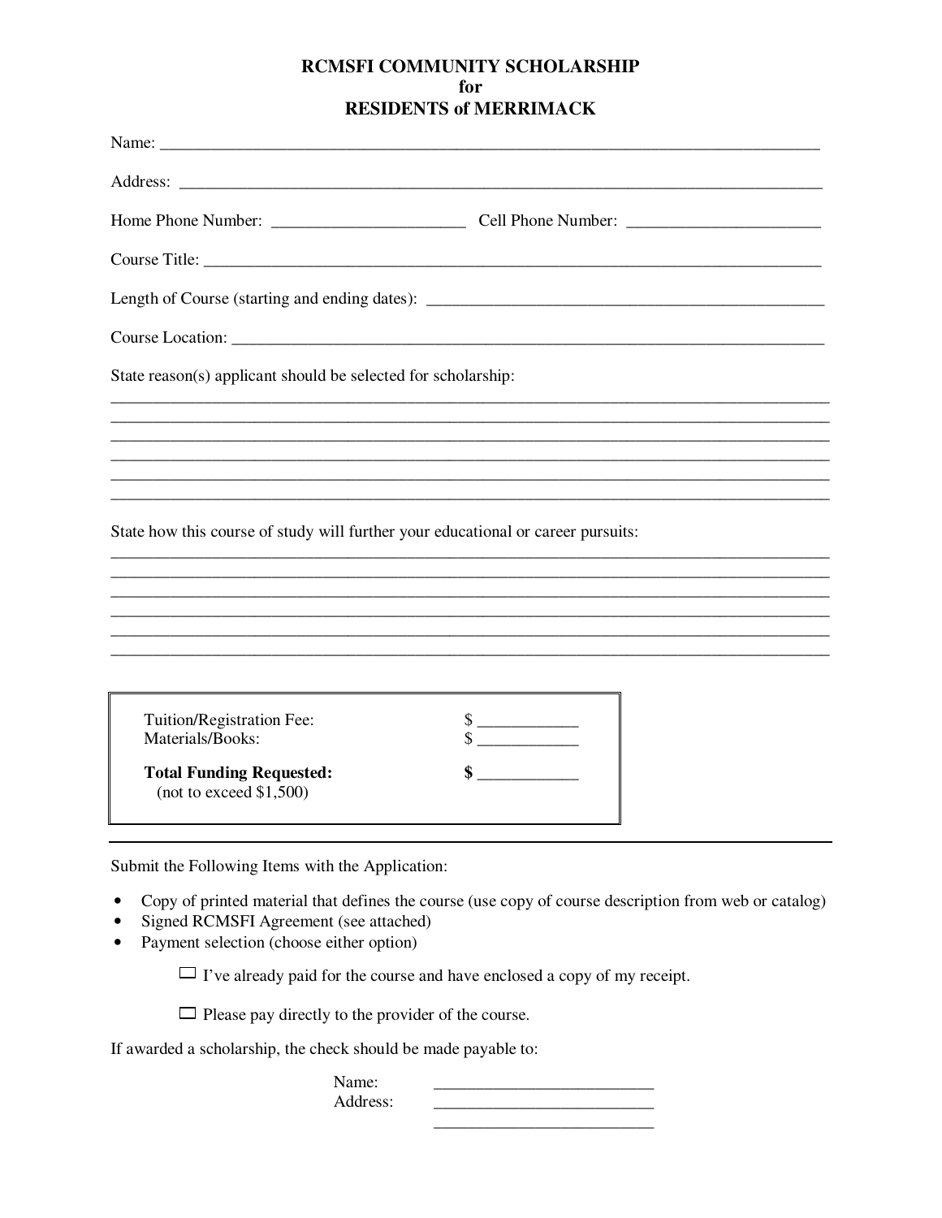# RCMSFI COMMUNITY SCHOLARSHIP
## for
## RESIDENTS of MERRIMACK

Name: ___________________________________________________________________________

Address: _________________________________________________________________________

Home Phone Number: ______________________ Cell Phone Number: ______________________

Course Title: ______________________________________________________________________

Length of Course (starting and ending dates): _____________________________________________

Course Location: ___________________________________________________________________

State reason(s) applicant should be selected for scholarship:

______________________________________________________________________________
______________________________________________________________________________
______________________________________________________________________________
______________________________________________________________________________
______________________________________________________________________________
______________________________________________________________________________

State how this course of study will further your educational or career pursuits:

______________________________________________________________________________
______________________________________________________________________________
______________________________________________________________________________
______________________________________________________________________________
______________________________________________________________________________
______________________________________________________________________________

| | |
|---|---|
| Tuition/Registration Fee: | $ ___________ |
| Materials/Books: | $ ___________ |
| **Total Funding Requested:** (not to exceed $1,500) | **$** ___________ |

Submit the Following Items with the Application:

- Copy of printed material that defines the course (use copy of course description from web or catalog)
- Signed RCMSFI Agreement (see attached)
- Payment selection (choose either option)

☐ I've already paid for the course and have enclosed a copy of my receipt.

☐ Please pay directly to the provider of the course.

If awarded a scholarship, the check should be made payable to:

Name: _________________________

Address: _________________________

_________________________